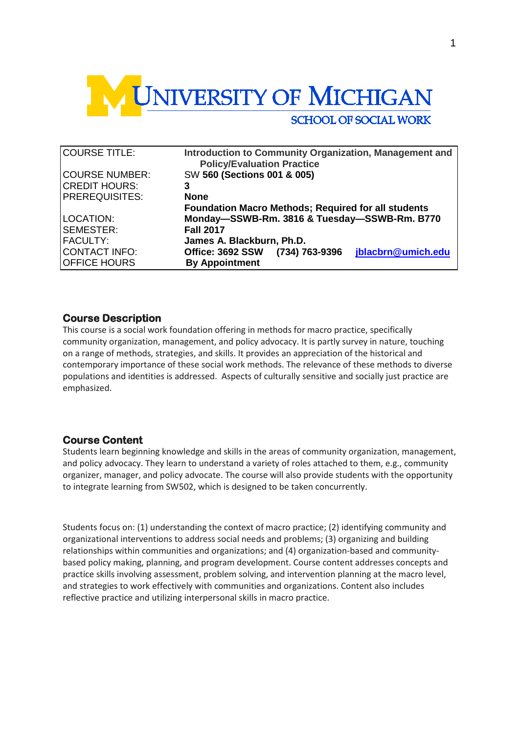# UNIVERSITY OF MICHIGAN

SCHOOL OF SOCIAL WORK

| | |
|---|---|
| COURSE TITLE: | **Introduction to Community Organization, Management and Policy/Evaluation Practice** |
| COURSE NUMBER: | SW **560 (Sections 001 & 005)** |
| CREDIT HOURS: | **3** |
| PREREQUISITES: | **None** |
| | **Foundation Macro Methods; Required for all students** |
| LOCATION: | **Monday—SSWB-Rm. 3816 & Tuesday—SSWB-Rm. B770** |
| SEMESTER: | **Fall 2017** |
| FACULTY: | **James A. Blackburn, Ph.D.** |
| CONTACT INFO: | **Office: 3692 SSW (734) 763-9396 jblacbrn@umich.edu** |
| OFFICE HOURS | **By Appointment** |

## Course Description

This course is a social work foundation offering in methods for macro practice, specifically community organization, management, and policy advocacy. It is partly survey in nature, touching on a range of methods, strategies, and skills. It provides an appreciation of the historical and contemporary importance of these social work methods. The relevance of these methods to diverse populations and identities is addressed. Aspects of culturally sensitive and socially just practice are emphasized.

## Course Content

Students learn beginning knowledge and skills in the areas of community organization, management, and policy advocacy. They learn to understand a variety of roles attached to them, e.g., community organizer, manager, and policy advocate. The course will also provide students with the opportunity to integrate learning from SW502, which is designed to be taken concurrently.

Students focus on: (1) understanding the context of macro practice; (2) identifying community and organizational interventions to address social needs and problems; (3) organizing and building relationships within communities and organizations; and (4) organization-based and community-based policy making, planning, and program development. Course content addresses concepts and practice skills involving assessment, problem solving, and intervention planning at the macro level, and strategies to work effectively with communities and organizations. Content also includes reflective practice and utilizing interpersonal skills in macro practice.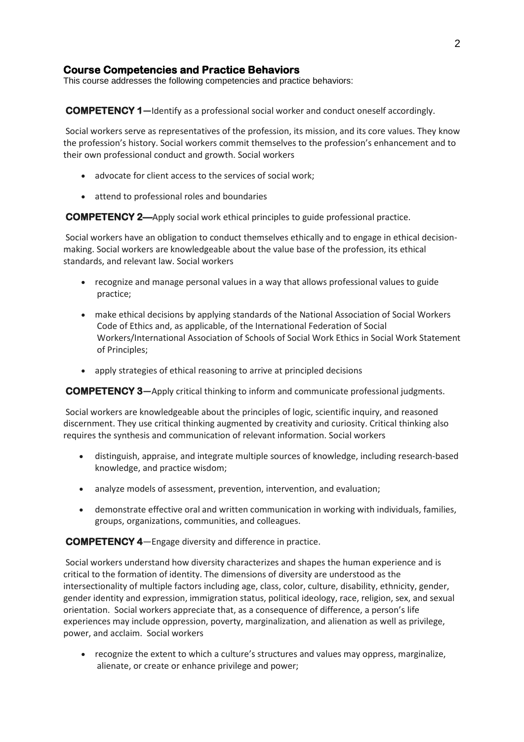## Course Competencies and Practice Behaviors

This course addresses the following competencies and practice behaviors:

**COMPETENCY 1—**Identify as a professional social worker and conduct oneself accordingly.

Social workers serve as representatives of the profession, its mission, and its core values. They know the profession's history. Social workers commit themselves to the profession's enhancement and to their own professional conduct and growth. Social workers

- advocate for client access to the services of social work;
- attend to professional roles and boundaries

**COMPETENCY 2—**Apply social work ethical principles to guide professional practice.

Social workers have an obligation to conduct themselves ethically and to engage in ethical decision-making. Social workers are knowledgeable about the value base of the profession, its ethical standards, and relevant law. Social workers

- recognize and manage personal values in a way that allows professional values to guide practice;
- make ethical decisions by applying standards of the National Association of Social Workers Code of Ethics and, as applicable, of the International Federation of Social Workers/International Association of Schools of Social Work Ethics in Social Work Statement of Principles;
- apply strategies of ethical reasoning to arrive at principled decisions

**COMPETENCY 3—**Apply critical thinking to inform and communicate professional judgments.

Social workers are knowledgeable about the principles of logic, scientific inquiry, and reasoned discernment. They use critical thinking augmented by creativity and curiosity. Critical thinking also requires the synthesis and communication of relevant information. Social workers

- distinguish, appraise, and integrate multiple sources of knowledge, including research-based knowledge, and practice wisdom;
- analyze models of assessment, prevention, intervention, and evaluation;
- demonstrate effective oral and written communication in working with individuals, families, groups, organizations, communities, and colleagues.

**COMPETENCY 4**—Engage diversity and difference in practice.

Social workers understand how diversity characterizes and shapes the human experience and is critical to the formation of identity. The dimensions of diversity are understood as the intersectionality of multiple factors including age, class, color, culture, disability, ethnicity, gender, gender identity and expression, immigration status, political ideology, race, religion, sex, and sexual orientation. Social workers appreciate that, as a consequence of difference, a person's life experiences may include oppression, poverty, marginalization, and alienation as well as privilege, power, and acclaim. Social workers

- recognize the extent to which a culture's structures and values may oppress, marginalize, alienate, or create or enhance privilege and power;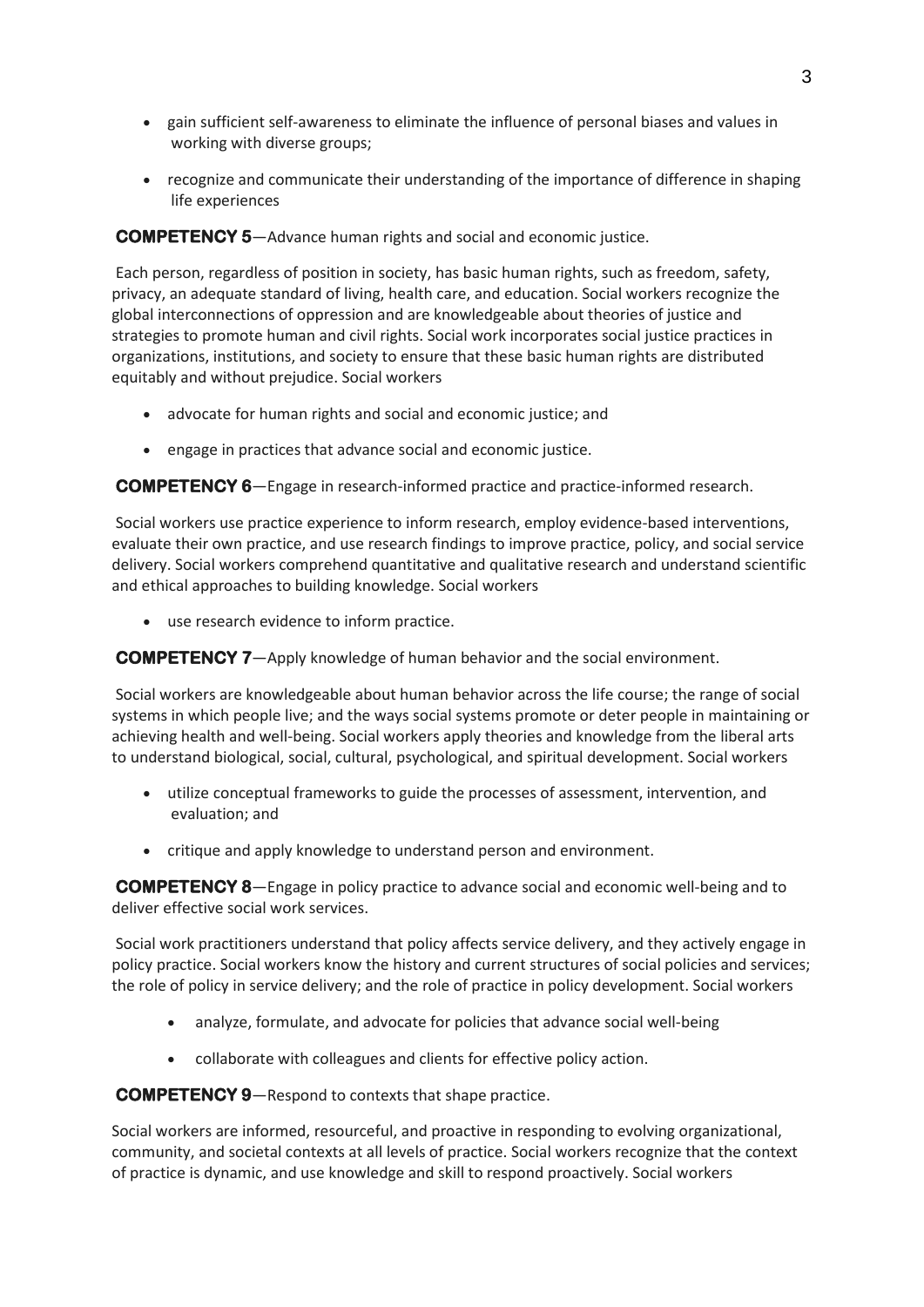- gain sufficient self-awareness to eliminate the influence of personal biases and values in working with diverse groups;
- recognize and communicate their understanding of the importance of difference in shaping life experiences

**COMPETENCY 5**—Advance human rights and social and economic justice.

Each person, regardless of position in society, has basic human rights, such as freedom, safety, privacy, an adequate standard of living, health care, and education. Social workers recognize the global interconnections of oppression and are knowledgeable about theories of justice and strategies to promote human and civil rights. Social work incorporates social justice practices in organizations, institutions, and society to ensure that these basic human rights are distributed equitably and without prejudice. Social workers

- advocate for human rights and social and economic justice; and
- engage in practices that advance social and economic justice.

**COMPETENCY 6**—Engage in research-informed practice and practice-informed research.

Social workers use practice experience to inform research, employ evidence-based interventions, evaluate their own practice, and use research findings to improve practice, policy, and social service delivery. Social workers comprehend quantitative and qualitative research and understand scientific and ethical approaches to building knowledge. Social workers

- use research evidence to inform practice.

**COMPETENCY 7**—Apply knowledge of human behavior and the social environment.

Social workers are knowledgeable about human behavior across the life course; the range of social systems in which people live; and the ways social systems promote or deter people in maintaining or achieving health and well-being. Social workers apply theories and knowledge from the liberal arts to understand biological, social, cultural, psychological, and spiritual development. Social workers

- utilize conceptual frameworks to guide the processes of assessment, intervention, and evaluation; and
- critique and apply knowledge to understand person and environment.

**COMPETENCY 8**—Engage in policy practice to advance social and economic well-being and to deliver effective social work services.

Social work practitioners understand that policy affects service delivery, and they actively engage in policy practice. Social workers know the history and current structures of social policies and services; the role of policy in service delivery; and the role of practice in policy development. Social workers

- analyze, formulate, and advocate for policies that advance social well-being
- collaborate with colleagues and clients for effective policy action.

**COMPETENCY 9**—Respond to contexts that shape practice.

Social workers are informed, resourceful, and proactive in responding to evolving organizational, community, and societal contexts at all levels of practice. Social workers recognize that the context of practice is dynamic, and use knowledge and skill to respond proactively. Social workers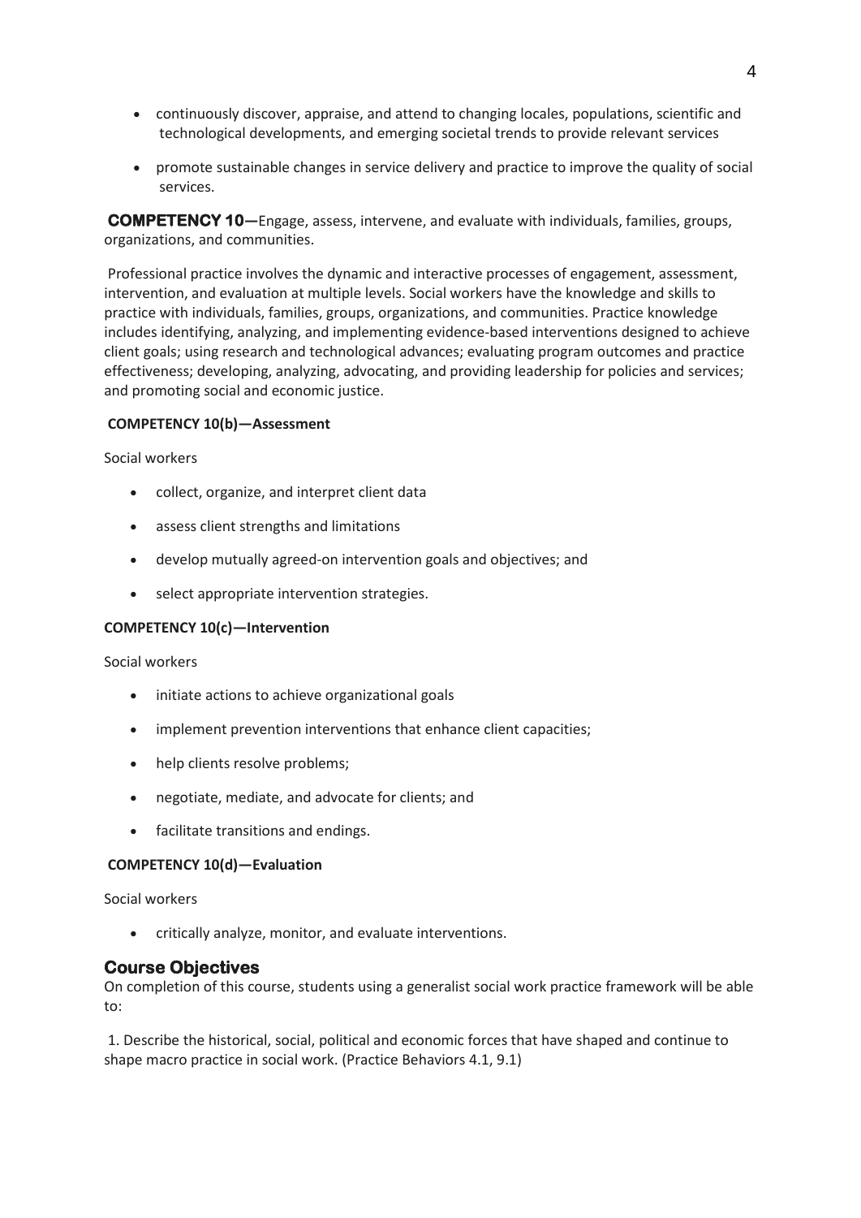- continuously discover, appraise, and attend to changing locales, populations, scientific and technological developments, and emerging societal trends to provide relevant services
- promote sustainable changes in service delivery and practice to improve the quality of social services.

**COMPETENCY 10**—Engage, assess, intervene, and evaluate with individuals, families, groups, organizations, and communities.

Professional practice involves the dynamic and interactive processes of engagement, assessment, intervention, and evaluation at multiple levels. Social workers have the knowledge and skills to practice with individuals, families, groups, organizations, and communities. Practice knowledge includes identifying, analyzing, and implementing evidence-based interventions designed to achieve client goals; using research and technological advances; evaluating program outcomes and practice effectiveness; developing, analyzing, advocating, and providing leadership for policies and services; and promoting social and economic justice.

**COMPETENCY 10(b)—Assessment**

Social workers

- collect, organize, and interpret client data
- assess client strengths and limitations
- develop mutually agreed-on intervention goals and objectives; and
- select appropriate intervention strategies.

**COMPETENCY 10(c)—Intervention**

Social workers

- initiate actions to achieve organizational goals
- implement prevention interventions that enhance client capacities;
- help clients resolve problems;
- negotiate, mediate, and advocate for clients; and
- facilitate transitions and endings.

**COMPETENCY 10(d)—Evaluation**

Social workers

- critically analyze, monitor, and evaluate interventions.

## Course Objectives

On completion of this course, students using a generalist social work practice framework will be able to:

1. Describe the historical, social, political and economic forces that have shaped and continue to shape macro practice in social work. (Practice Behaviors 4.1, 9.1)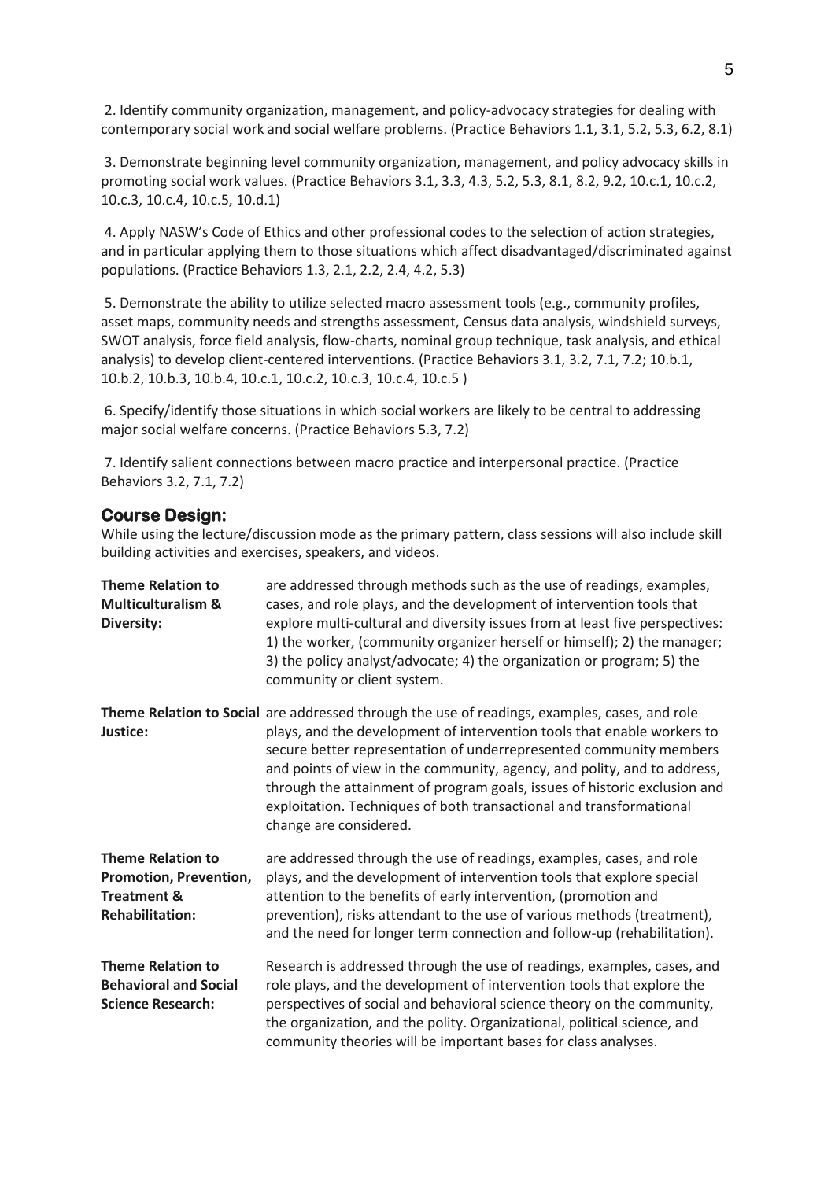2. Identify community organization, management, and policy-advocacy strategies for dealing with contemporary social work and social welfare problems. (Practice Behaviors 1.1, 3.1, 5.2, 5.3, 6.2, 8.1)

3. Demonstrate beginning level community organization, management, and policy advocacy skills in promoting social work values. (Practice Behaviors 3.1, 3.3, 4.3, 5.2, 5.3, 8.1, 8.2, 9.2, 10.c.1, 10.c.2, 10.c.3, 10.c.4, 10.c.5, 10.d.1)

4. Apply NASW's Code of Ethics and other professional codes to the selection of action strategies, and in particular applying them to those situations which affect disadvantaged/discriminated against populations. (Practice Behaviors 1.3, 2.1, 2.2, 2.4, 4.2, 5.3)

5. Demonstrate the ability to utilize selected macro assessment tools (e.g., community profiles, asset maps, community needs and strengths assessment, Census data analysis, windshield surveys, SWOT analysis, force field analysis, flow-charts, nominal group technique, task analysis, and ethical analysis) to develop client-centered interventions. (Practice Behaviors 3.1, 3.2, 7.1, 7.2; 10.b.1, 10.b.2, 10.b.3, 10.b.4, 10.c.1, 10.c.2, 10.c.3, 10.c.4, 10.c.5 )

6. Specify/identify those situations in which social workers are likely to be central to addressing major social welfare concerns. (Practice Behaviors 5.3, 7.2)

7. Identify salient connections between macro practice and interpersonal practice. (Practice Behaviors 3.2, 7.1, 7.2)

## Course Design:

While using the lecture/discussion mode as the primary pattern, class sessions will also include skill building activities and exercises, speakers, and videos.

**Theme Relation to Multiculturalism & Diversity:** are addressed through methods such as the use of readings, examples, cases, and role plays, and the development of intervention tools that explore multi-cultural and diversity issues from at least five perspectives: 1) the worker, (community organizer herself or himself); 2) the manager; 3) the policy analyst/advocate; 4) the organization or program; 5) the community or client system.

**Theme Relation to Social Justice:** are addressed through the use of readings, examples, cases, and role plays, and the development of intervention tools that enable workers to secure better representation of underrepresented community members and points of view in the community, agency, and polity, and to address, through the attainment of program goals, issues of historic exclusion and exploitation. Techniques of both transactional and transformational change are considered.

**Theme Relation to Promotion, Prevention, Treatment & Rehabilitation:** are addressed through the use of readings, examples, cases, and role plays, and the development of intervention tools that explore special attention to the benefits of early intervention, (promotion and prevention), risks attendant to the use of various methods (treatment), and the need for longer term connection and follow-up (rehabilitation).

**Theme Relation to Behavioral and Social Science Research:** Research is addressed through the use of readings, examples, cases, and role plays, and the development of intervention tools that explore the perspectives of social and behavioral science theory on the community, the organization, and the polity. Organizational, political science, and community theories will be important bases for class analyses.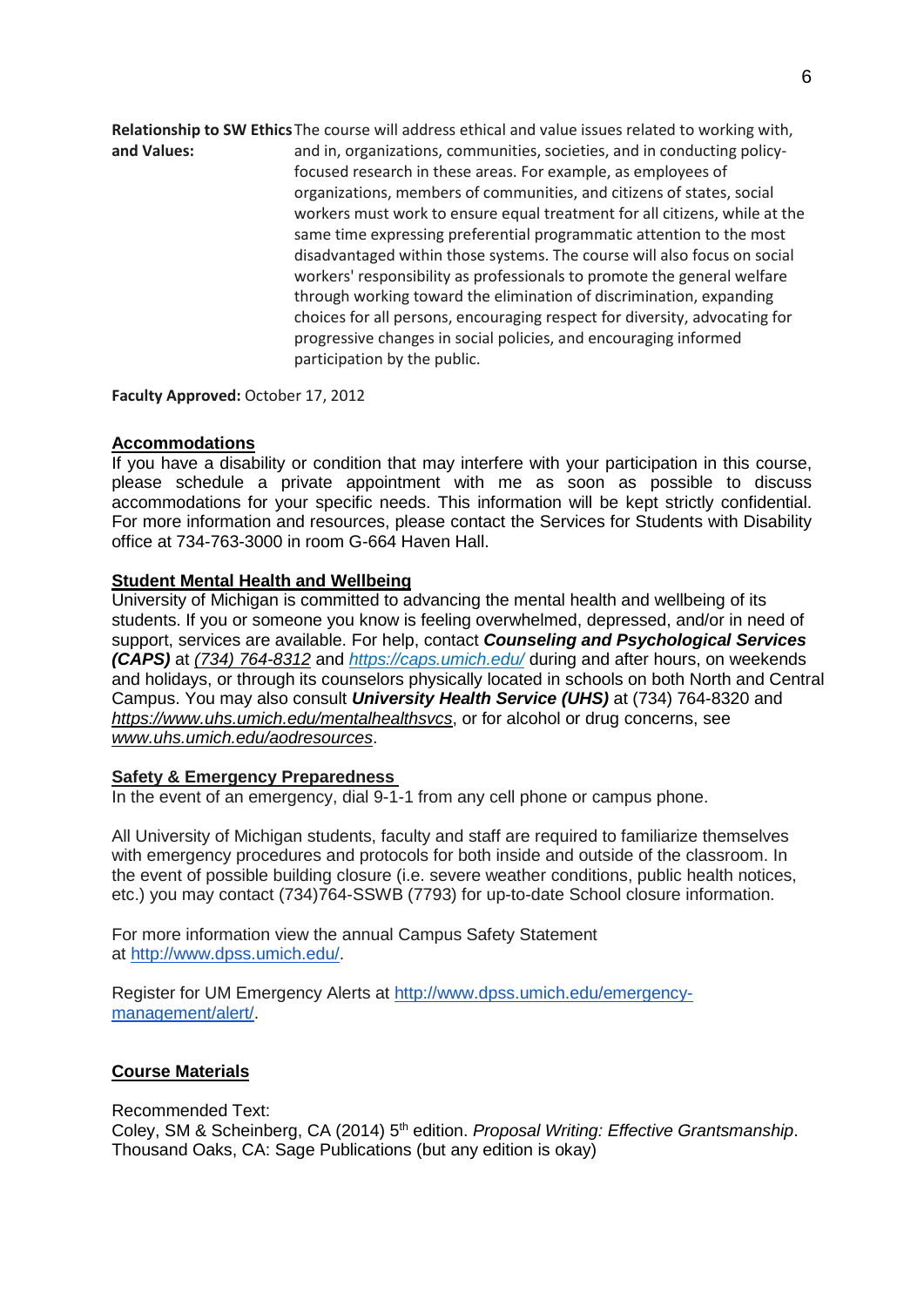**Relationship to SW Ethics and Values:** The course will address ethical and value issues related to working with, and in, organizations, communities, societies, and in conducting policy-focused research in these areas. For example, as employees of organizations, members of communities, and citizens of states, social workers must work to ensure equal treatment for all citizens, while at the same time expressing preferential programmatic attention to the most disadvantaged within those systems. The course will also focus on social workers' responsibility as professionals to promote the general welfare through working toward the elimination of discrimination, expanding choices for all persons, encouraging respect for diversity, advocating for progressive changes in social policies, and encouraging informed participation by the public.

**Faculty Approved:** October 17, 2012

## Accommodations

If you have a disability or condition that may interfere with your participation in this course, please schedule a private appointment with me as soon as possible to discuss accommodations for your specific needs. This information will be kept strictly confidential. For more information and resources, please contact the Services for Students with Disability office at 734-763-3000 in room G-664 Haven Hall.

## Student Mental Health and Wellbeing

University of Michigan is committed to advancing the mental health and wellbeing of its students. If you or someone you know is feeling overwhelmed, depressed, and/or in need of support, services are available. For help, contact ***Counseling and Psychological Services (CAPS)*** at *(734) 764-8312* and *https://caps.umich.edu/* during and after hours, on weekends and holidays, or through its counselors physically located in schools on both North and Central Campus. You may also consult ***University Health Service (UHS)*** at (734) 764-8320 and *https://www.uhs.umich.edu/mentalhealthsvcs*, or for alcohol or drug concerns, see *www.uhs.umich.edu/aodresources*.

## Safety & Emergency Preparedness

In the event of an emergency, dial 9-1-1 from any cell phone or campus phone.

All University of Michigan students, faculty and staff are required to familiarize themselves with emergency procedures and protocols for both inside and outside of the classroom. In the event of possible building closure (i.e. severe weather conditions, public health notices, etc.) you may contact (734)764-SSWB (7793) for up-to-date School closure information.

For more information view the annual Campus Safety Statement at http://www.dpss.umich.edu/.

Register for UM Emergency Alerts at http://www.dpss.umich.edu/emergency-management/alert/.

## Course Materials

Recommended Text:
Coley, SM & Scheinberg, CA (2014) 5th edition. *Proposal Writing: Effective Grantsmanship*. Thousand Oaks, CA: Sage Publications (but any edition is okay)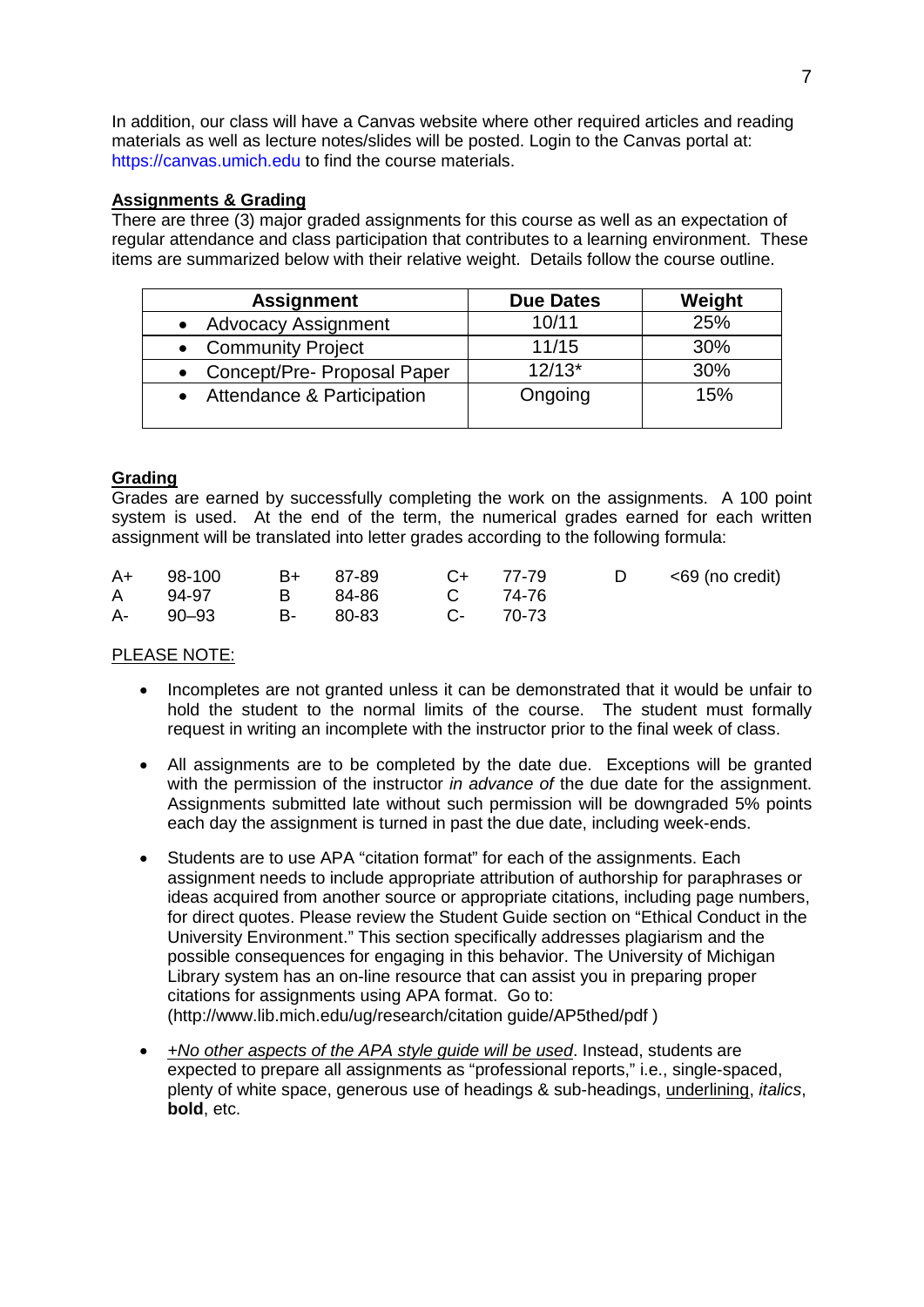In addition, our class will have a Canvas website where other required articles and reading materials as well as lecture notes/slides will be posted. Login to the Canvas portal at: https://canvas.umich.edu to find the course materials.

**Assignments & Grading**

There are three (3) major graded assignments for this course as well as an expectation of regular attendance and class participation that contributes to a learning environment. These items are summarized below with their relative weight. Details follow the course outline.

| Assignment | Due Dates | Weight |
|---|---|---|
| • Advocacy Assignment | 10/11 | 25% |
| • Community Project | 11/15 | 30% |
| • Concept/Pre- Proposal Paper | 12/13* | 30% |
| • Attendance & Participation | Ongoing | 15% |

**Grading**

Grades are earned by successfully completing the work on the assignments. A 100 point system is used. At the end of the term, the numerical grades earned for each written assignment will be translated into letter grades according to the following formula:

| | | | | | | | |
|---|---|---|---|---|---|---|---|
| A+ | 98-100 | B+ | 87-89 | C+ | 77-79 | D | <69 (no credit) |
| A | 94-97 | B | 84-86 | C | 74-76 | | |
| A- | 90–93 | B- | 80-83 | C- | 70-73 | | |

PLEASE NOTE:

- Incompletes are not granted unless it can be demonstrated that it would be unfair to hold the student to the normal limits of the course. The student must formally request in writing an incomplete with the instructor prior to the final week of class.
- All assignments are to be completed by the date due. Exceptions will be granted with the permission of the instructor *in advance of* the due date for the assignment. Assignments submitted late without such permission will be downgraded 5% points each day the assignment is turned in past the due date, including week-ends.
- Students are to use APA "citation format" for each of the assignments. Each assignment needs to include appropriate attribution of authorship for paraphrases or ideas acquired from another source or appropriate citations, including page numbers, for direct quotes. Please review the Student Guide section on "Ethical Conduct in the University Environment." This section specifically addresses plagiarism and the possible consequences for engaging in this behavior. The University of Michigan Library system has an on-line resource that can assist you in preparing proper citations for assignments using APA format. Go to: (http://www.lib.mich.edu/ug/research/citation guide/AP5thed/pdf )
- *+No other aspects of the APA style guide will be used*. Instead, students are expected to prepare all assignments as "professional reports," i.e., single-spaced, plenty of white space, generous use of headings & sub-headings, underlining, *italics*, **bold**, etc.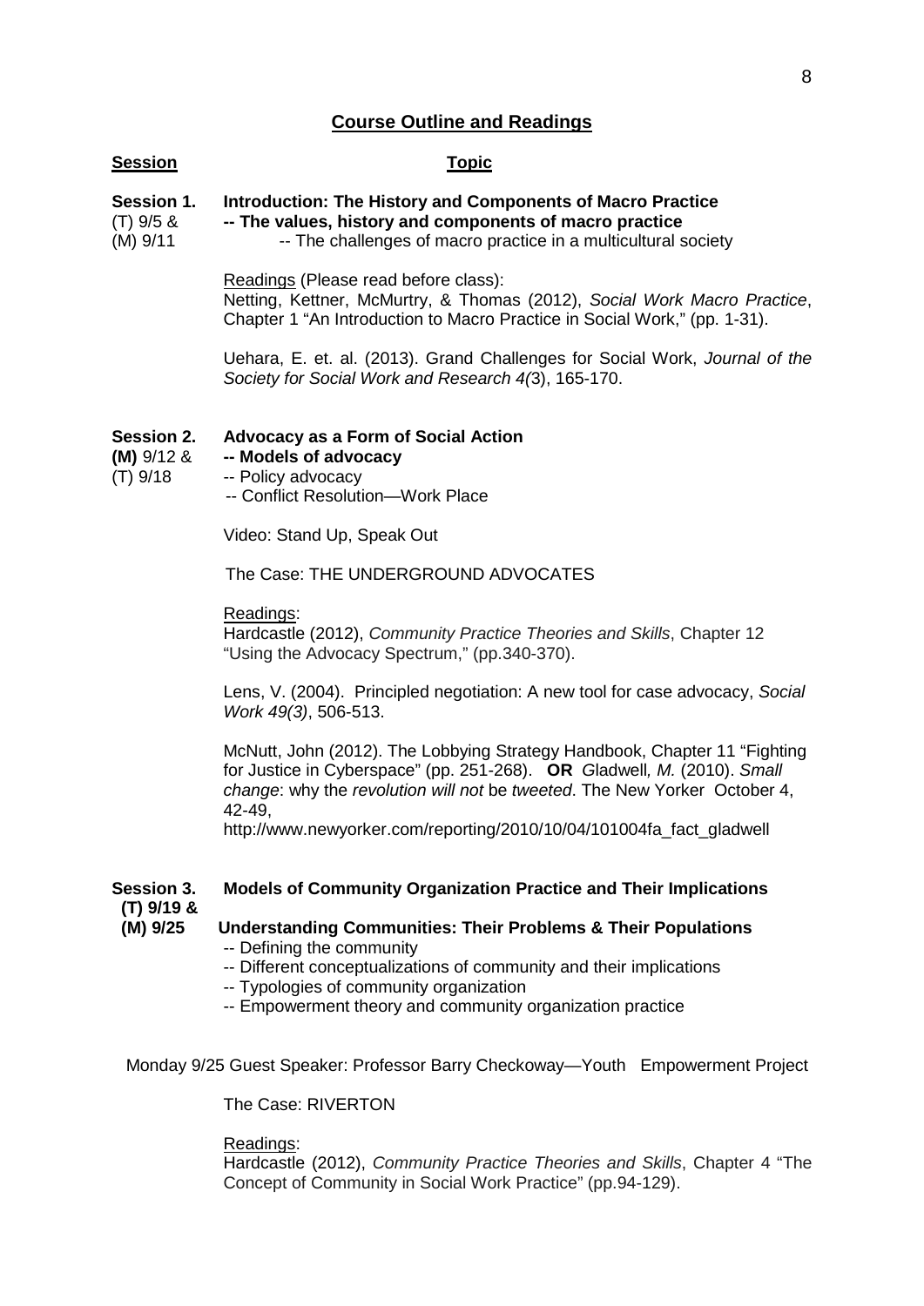## Course Outline and Readings

**Session** | **Topic**

**Session 1.** (T) 9/5 & (M) 9/11

**Introduction: The History and Components of Macro Practice**

**-- The values, history and components of macro practice**

-- The challenges of macro practice in a multicultural society

Readings (Please read before class):
Netting, Kettner, McMurtry, & Thomas (2012), *Social Work Macro Practice*, Chapter 1 "An Introduction to Macro Practice in Social Work," (pp. 1-31).

Uehara, E. et. al. (2013). Grand Challenges for Social Work, *Journal of the Society for Social Work and Research 4(*3), 165-170.

**Session 2.** **(M)** 9/12 & (T) 9/18

**Advocacy as a Form of Social Action**

**-- Models of advocacy**

-- Policy advocacy

-- Conflict Resolution—Work Place

Video: Stand Up, Speak Out

The Case: THE UNDERGROUND ADVOCATES

Readings:
Hardcastle (2012), *Community Practice Theories and Skills*, Chapter 12 "Using the Advocacy Spectrum," (pp.340-370).

Lens, V. (2004). Principled negotiation: A new tool for case advocacy, *Social Work 49(3)*, 506-513.

McNutt, John (2012). The Lobbying Strategy Handbook, Chapter 11 "Fighting for Justice in Cyberspace" (pp. 251-268). **OR** Gladwell*, M.* (2010). *Small change*: why the *revolution will not* be *tweeted*. The New Yorker October 4, 42-49,
http://www.newyorker.com/reporting/2010/10/04/101004fa_fact_gladwell

**Session 3.** **(T) 9/19 & (M) 9/25**

**Models of Community Organization Practice and Their Implications**

**Understanding Communities: Their Problems & Their Populations**

-- Defining the community

-- Different conceptualizations of community and their implications

-- Typologies of community organization

-- Empowerment theory and community organization practice

Monday 9/25 Guest Speaker: Professor Barry Checkoway—Youth Empowerment Project

The Case: RIVERTON

Readings:
Hardcastle (2012), *Community Practice Theories and Skills*, Chapter 4 "The Concept of Community in Social Work Practice" (pp.94-129).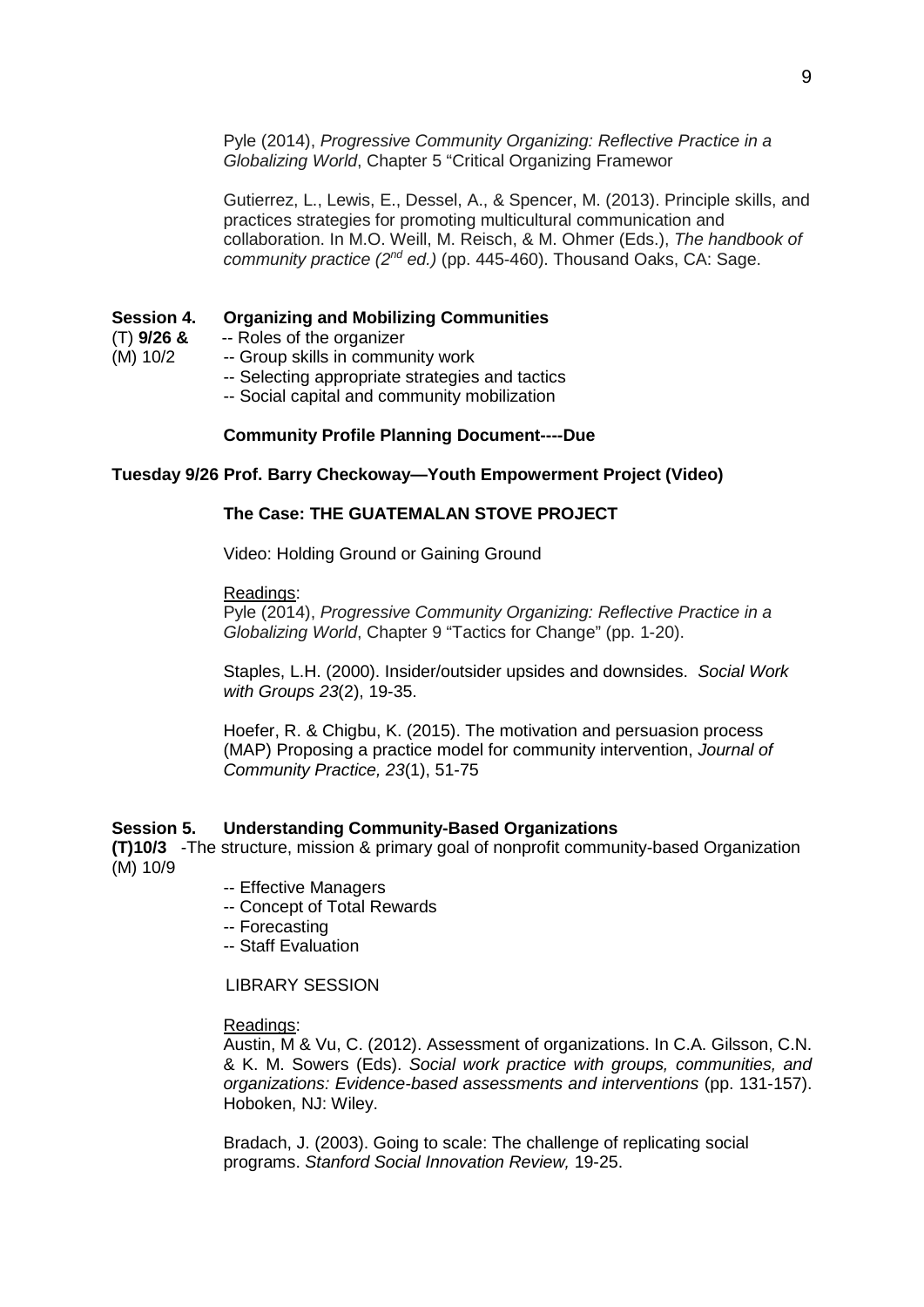Pyle (2014), *Progressive Community Organizing: Reflective Practice in a Globalizing World*, Chapter 5 "Critical Organizing Framewor

Gutierrez, L., Lewis, E., Dessel, A., & Spencer, M. (2013). Principle skills, and practices strategies for promoting multicultural communication and collaboration. In M.O. Weill, M. Reisch, & M. Ohmer (Eds.), *The handbook of community practice (2nd ed.)* (pp. 445-460). Thousand Oaks, CA: Sage.

**Session 4. Organizing and Mobilizing Communities**

(T) **9/26 &** (M) 10/2

-- Roles of the organizer
-- Group skills in community work
-- Selecting appropriate strategies and tactics
-- Social capital and community mobilization

**Community Profile Planning Document----Due**

**Tuesday 9/26 Prof. Barry Checkoway—Youth Empowerment Project (Video)**

**The Case: THE GUATEMALAN STOVE PROJECT**

Video: Holding Ground or Gaining Ground

Readings:

Pyle (2014), *Progressive Community Organizing: Reflective Practice in a Globalizing World*, Chapter 9 "Tactics for Change" (pp. 1-20).

Staples, L.H. (2000). Insider/outsider upsides and downsides. *Social Work with Groups 23*(2), 19-35.

Hoefer, R. & Chigbu, K. (2015). The motivation and persuasion process (MAP) Proposing a practice model for community intervention, *Journal of Community Practice, 23*(1), 51-75

**Session 5. Understanding Community-Based Organizations**

**(T)10/3** -The structure, mission & primary goal of nonprofit community-based Organization
(M) 10/9

-- Effective Managers
-- Concept of Total Rewards
-- Forecasting
-- Staff Evaluation

LIBRARY SESSION

Readings:

Austin, M & Vu, C. (2012). Assessment of organizations. In C.A. Gilsson, C.N. & K. M. Sowers (Eds). *Social work practice with groups, communities, and organizations: Evidence-based assessments and interventions* (pp. 131-157). Hoboken, NJ: Wiley.

Bradach, J. (2003). Going to scale: The challenge of replicating social programs. *Stanford Social Innovation Review,* 19-25.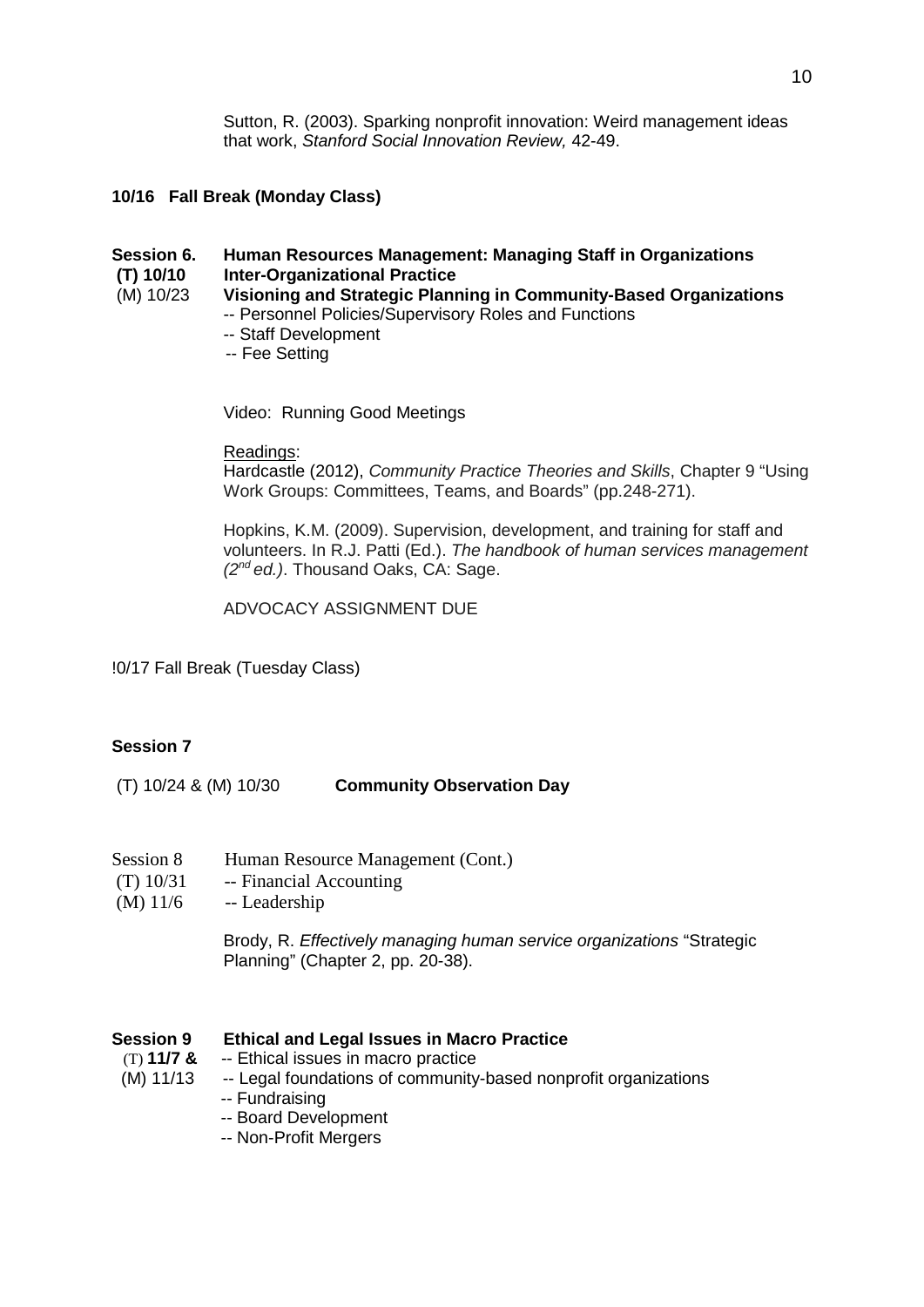Sutton, R. (2003). Sparking nonprofit innovation: Weird management ideas that work, *Stanford Social Innovation Review,* 42-49.

**10/16 Fall Break (Monday Class)**

**Session 6. Human Resources Management: Managing Staff in Organizations**
**(T) 10/10 Inter-Organizational Practice**
(M) 10/23 **Visioning and Strategic Planning in Community-Based Organizations**

- -- Personnel Policies/Supervisory Roles and Functions
- -- Staff Development
- -- Fee Setting

Video: Running Good Meetings

Readings:
Hardcastle (2012), *Community Practice Theories and Skills*, Chapter 9 "Using Work Groups: Committees, Teams, and Boards" (pp.248-271).

Hopkins, K.M. (2009). Supervision, development, and training for staff and volunteers. In R.J. Patti (Ed.). *The handbook of human services management (2nd ed.)*. Thousand Oaks, CA: Sage.

ADVOCACY ASSIGNMENT DUE

!0/17 Fall Break (Tuesday Class)

**Session 7**

(T) 10/24 & (M) 10/30 **Community Observation Day**

Session 8 Human Resource Management (Cont.)
(T) 10/31 -- Financial Accounting
(M) 11/6 -- Leadership

Brody, R. *Effectively managing human service organizations* "Strategic Planning" (Chapter 2, pp. 20-38).

**Session 9 Ethical and Legal Issues in Macro Practice**
(T) **11/7 &** -- Ethical issues in macro practice
(M) 11/13 -- Legal foundations of community-based nonprofit organizations

- -- Fundraising
- -- Board Development
- -- Non-Profit Mergers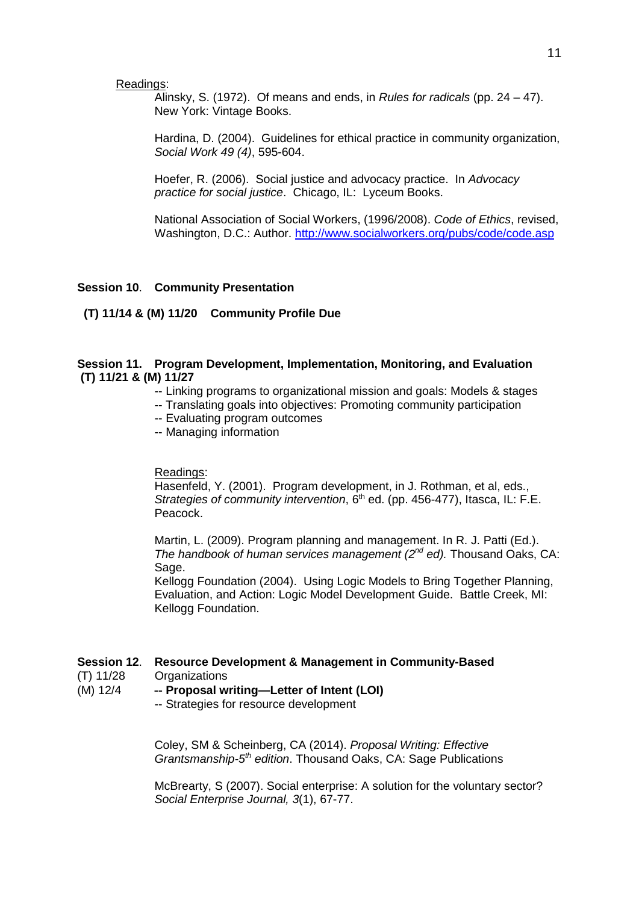Readings:

Alinsky, S. (1972). Of means and ends, in *Rules for radicals* (pp. 24 – 47). New York: Vintage Books.

Hardina, D. (2004). Guidelines for ethical practice in community organization, *Social Work 49 (4)*, 595-604.

Hoefer, R. (2006). Social justice and advocacy practice. In *Advocacy practice for social justice*. Chicago, IL: Lyceum Books.

National Association of Social Workers, (1996/2008). *Code of Ethics*, revised, Washington, D.C.: Author. http://www.socialworkers.org/pubs/code/code.asp

**Session 10**. **Community Presentation**

**(T) 11/14 & (M) 11/20 Community Profile Due**

**Session 11. Program Development, Implementation, Monitoring, and Evaluation**
**(T) 11/21 & (M) 11/27**

-- Linking programs to organizational mission and goals: Models & stages
-- Translating goals into objectives: Promoting community participation
-- Evaluating program outcomes
-- Managing information

Readings:

Hasenfeld, Y. (2001). Program development, in J. Rothman, et al, eds., *Strategies of community intervention*, 6th ed. (pp. 456-477), Itasca, IL: F.E. Peacock.

Martin, L. (2009). Program planning and management. In R. J. Patti (Ed.). *The handbook of human services management (2nd ed).* Thousand Oaks, CA: Sage.

Kellogg Foundation (2004). Using Logic Models to Bring Together Planning, Evaluation, and Action: Logic Model Development Guide. Battle Creek, MI: Kellogg Foundation.

**Session 12**. **Resource Development & Management in Community-Based**
(T) 11/28 Organizations
(M) 12/4

-- **Proposal writing—Letter of Intent (LOI)**
-- Strategies for resource development

Coley, SM & Scheinberg, CA (2014). *Proposal Writing: Effective Grantsmanship-5th edition*. Thousand Oaks, CA: Sage Publications

McBrearty, S (2007). Social enterprise: A solution for the voluntary sector? *Social Enterprise Journal, 3*(1), 67-77.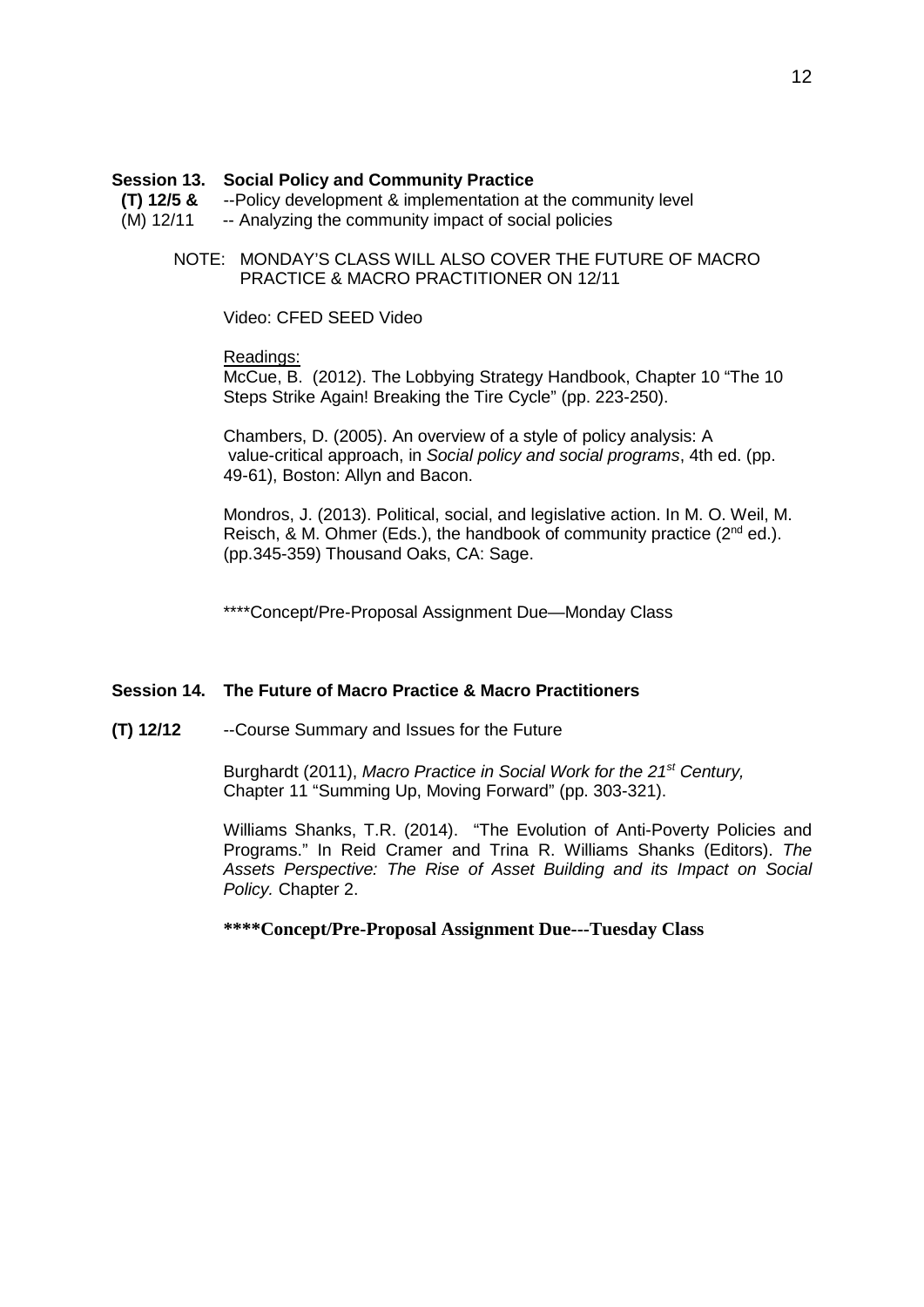**Session 13. Social Policy and Community Practice**

**(T) 12/5 &** --Policy development & implementation at the community level
(M) 12/11 -- Analyzing the community impact of social policies

NOTE: MONDAY'S CLASS WILL ALSO COVER THE FUTURE OF MACRO PRACTICE & MACRO PRACTITIONER ON 12/11

Video: CFED SEED Video

Readings:
McCue, B. (2012). The Lobbying Strategy Handbook, Chapter 10 "The 10 Steps Strike Again! Breaking the Tire Cycle" (pp. 223-250).

Chambers, D. (2005). An overview of a style of policy analysis: A value-critical approach, in *Social policy and social programs*, 4th ed. (pp. 49-61), Boston: Allyn and Bacon.

Mondros, J. (2013). Political, social, and legislative action. In M. O. Weil, M. Reisch, & M. Ohmer (Eds.), the handbook of community practice (2nd ed.). (pp.345-359) Thousand Oaks, CA: Sage.

****Concept/Pre-Proposal Assignment Due—Monday Class

**Session 14. The Future of Macro Practice & Macro Practitioners**

**(T) 12/12** --Course Summary and Issues for the Future

Burghardt (2011), *Macro Practice in Social Work for the 21st Century,* Chapter 11 "Summing Up, Moving Forward" (pp. 303-321).

Williams Shanks, T.R. (2014). "The Evolution of Anti-Poverty Policies and Programs." In Reid Cramer and Trina R. Williams Shanks (Editors). *The Assets Perspective: The Rise of Asset Building and its Impact on Social Policy.* Chapter 2.

**\*\*\*\*Concept/Pre-Proposal Assignment Due---Tuesday Class**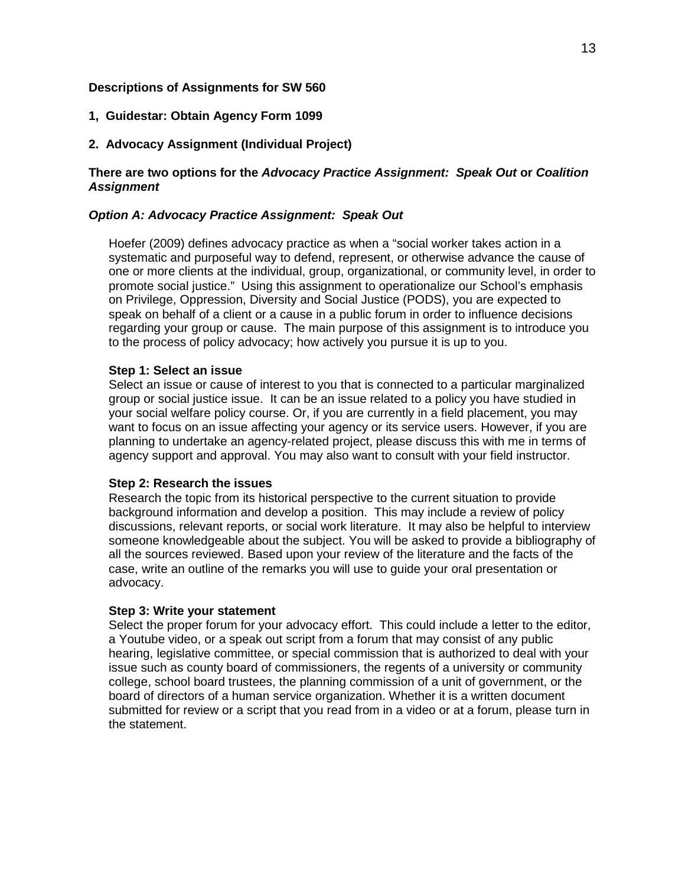**Descriptions of Assignments for SW 560**

**1, Guidestar: Obtain Agency Form 1099**

**2. Advocacy Assignment (Individual Project)**

**There are two options for the *Advocacy Practice Assignment: Speak Out* or *Coalition Assignment***

***Option A: Advocacy Practice Assignment: Speak Out***

Hoefer (2009) defines advocacy practice as when a "social worker takes action in a systematic and purposeful way to defend, represent, or otherwise advance the cause of one or more clients at the individual, group, organizational, or community level, in order to promote social justice." Using this assignment to operationalize our School's emphasis on Privilege, Oppression, Diversity and Social Justice (PODS), you are expected to speak on behalf of a client or a cause in a public forum in order to influence decisions regarding your group or cause. The main purpose of this assignment is to introduce you to the process of policy advocacy; how actively you pursue it is up to you.

**Step 1: Select an issue**

Select an issue or cause of interest to you that is connected to a particular marginalized group or social justice issue. It can be an issue related to a policy you have studied in your social welfare policy course. Or, if you are currently in a field placement, you may want to focus on an issue affecting your agency or its service users. However, if you are planning to undertake an agency-related project, please discuss this with me in terms of agency support and approval. You may also want to consult with your field instructor.

**Step 2: Research the issues**

Research the topic from its historical perspective to the current situation to provide background information and develop a position. This may include a review of policy discussions, relevant reports, or social work literature. It may also be helpful to interview someone knowledgeable about the subject. You will be asked to provide a bibliography of all the sources reviewed. Based upon your review of the literature and the facts of the case, write an outline of the remarks you will use to guide your oral presentation or advocacy.

**Step 3: Write your statement**

Select the proper forum for your advocacy effort. This could include a letter to the editor, a Youtube video, or a speak out script from a forum that may consist of any public hearing, legislative committee, or special commission that is authorized to deal with your issue such as county board of commissioners, the regents of a university or community college, school board trustees, the planning commission of a unit of government, or the board of directors of a human service organization. Whether it is a written document submitted for review or a script that you read from in a video or at a forum, please turn in the statement.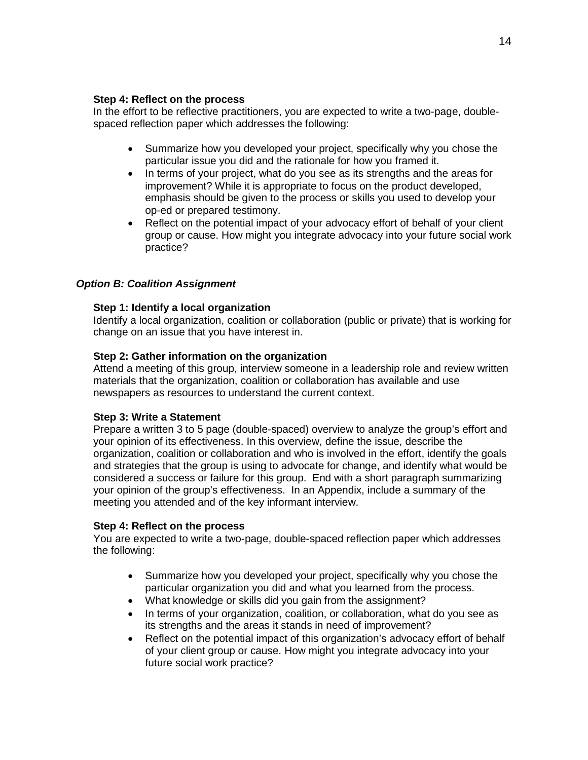**Step 4: Reflect on the process**

In the effort to be reflective practitioners, you are expected to write a two-page, double-spaced reflection paper which addresses the following:

- Summarize how you developed your project, specifically why you chose the particular issue you did and the rationale for how you framed it.
- In terms of your project, what do you see as its strengths and the areas for improvement? While it is appropriate to focus on the product developed, emphasis should be given to the process or skills you used to develop your op-ed or prepared testimony.
- Reflect on the potential impact of your advocacy effort of behalf of your client group or cause. How might you integrate advocacy into your future social work practice?

***Option B: Coalition Assignment***

**Step 1: Identify a local organization**

Identify a local organization, coalition or collaboration (public or private) that is working for change on an issue that you have interest in.

**Step 2: Gather information on the organization**

Attend a meeting of this group, interview someone in a leadership role and review written materials that the organization, coalition or collaboration has available and use newspapers as resources to understand the current context.

**Step 3: Write a Statement**

Prepare a written 3 to 5 page (double-spaced) overview to analyze the group's effort and your opinion of its effectiveness. In this overview, define the issue, describe the organization, coalition or collaboration and who is involved in the effort, identify the goals and strategies that the group is using to advocate for change, and identify what would be considered a success or failure for this group. End with a short paragraph summarizing your opinion of the group's effectiveness. In an Appendix, include a summary of the meeting you attended and of the key informant interview.

**Step 4: Reflect on the process**

You are expected to write a two-page, double-spaced reflection paper which addresses the following:

- Summarize how you developed your project, specifically why you chose the particular organization you did and what you learned from the process.
- What knowledge or skills did you gain from the assignment?
- In terms of your organization, coalition, or collaboration, what do you see as its strengths and the areas it stands in need of improvement?
- Reflect on the potential impact of this organization's advocacy effort of behalf of your client group or cause. How might you integrate advocacy into your future social work practice?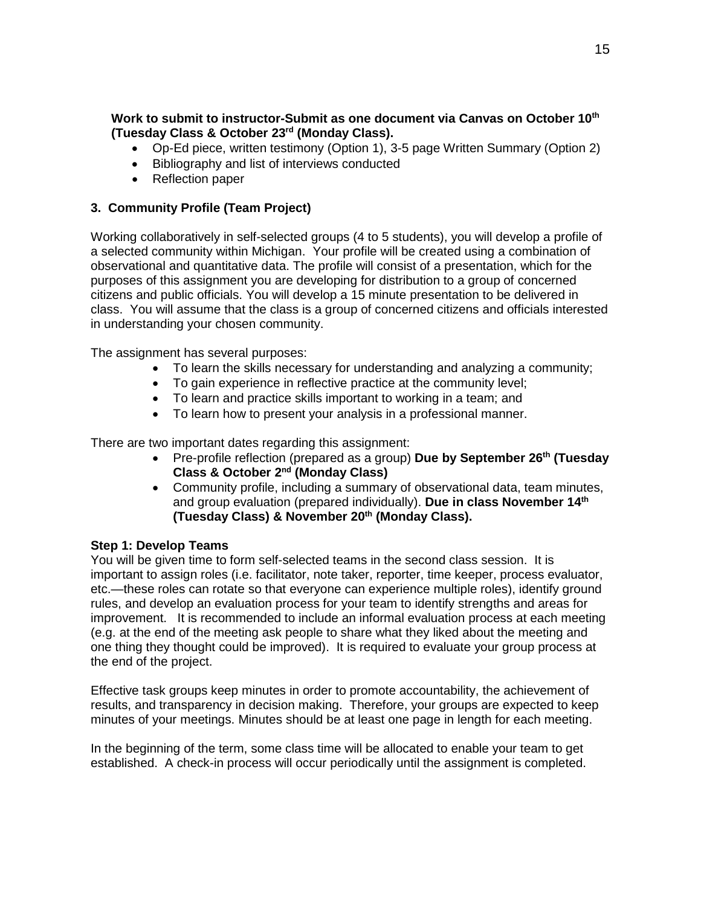**Work to submit to instructor-Submit as one document via Canvas on October 10th (Tuesday Class & October 23rd (Monday Class).**

- Op-Ed piece, written testimony (Option 1), 3-5 page Written Summary (Option 2)
- Bibliography and list of interviews conducted
- Reflection paper

### 3. Community Profile (Team Project)

Working collaboratively in self-selected groups (4 to 5 students), you will develop a profile of a selected community within Michigan. Your profile will be created using a combination of observational and quantitative data. The profile will consist of a presentation, which for the purposes of this assignment you are developing for distribution to a group of concerned citizens and public officials. You will develop a 15 minute presentation to be delivered in class. You will assume that the class is a group of concerned citizens and officials interested in understanding your chosen community.

The assignment has several purposes:

- To learn the skills necessary for understanding and analyzing a community;
- To gain experience in reflective practice at the community level;
- To learn and practice skills important to working in a team; and
- To learn how to present your analysis in a professional manner.

There are two important dates regarding this assignment:

- Pre-profile reflection (prepared as a group) **Due by September 26th (Tuesday Class & October 2nd (Monday Class)**
- Community profile, including a summary of observational data, team minutes, and group evaluation (prepared individually). **Due in class November 14th (Tuesday Class) & November 20th (Monday Class).**

**Step 1: Develop Teams**

You will be given time to form self-selected teams in the second class session. It is important to assign roles (i.e. facilitator, note taker, reporter, time keeper, process evaluator, etc.—these roles can rotate so that everyone can experience multiple roles), identify ground rules, and develop an evaluation process for your team to identify strengths and areas for improvement. It is recommended to include an informal evaluation process at each meeting (e.g. at the end of the meeting ask people to share what they liked about the meeting and one thing they thought could be improved). It is required to evaluate your group process at the end of the project.

Effective task groups keep minutes in order to promote accountability, the achievement of results, and transparency in decision making. Therefore, your groups are expected to keep minutes of your meetings. Minutes should be at least one page in length for each meeting.

In the beginning of the term, some class time will be allocated to enable your team to get established. A check-in process will occur periodically until the assignment is completed.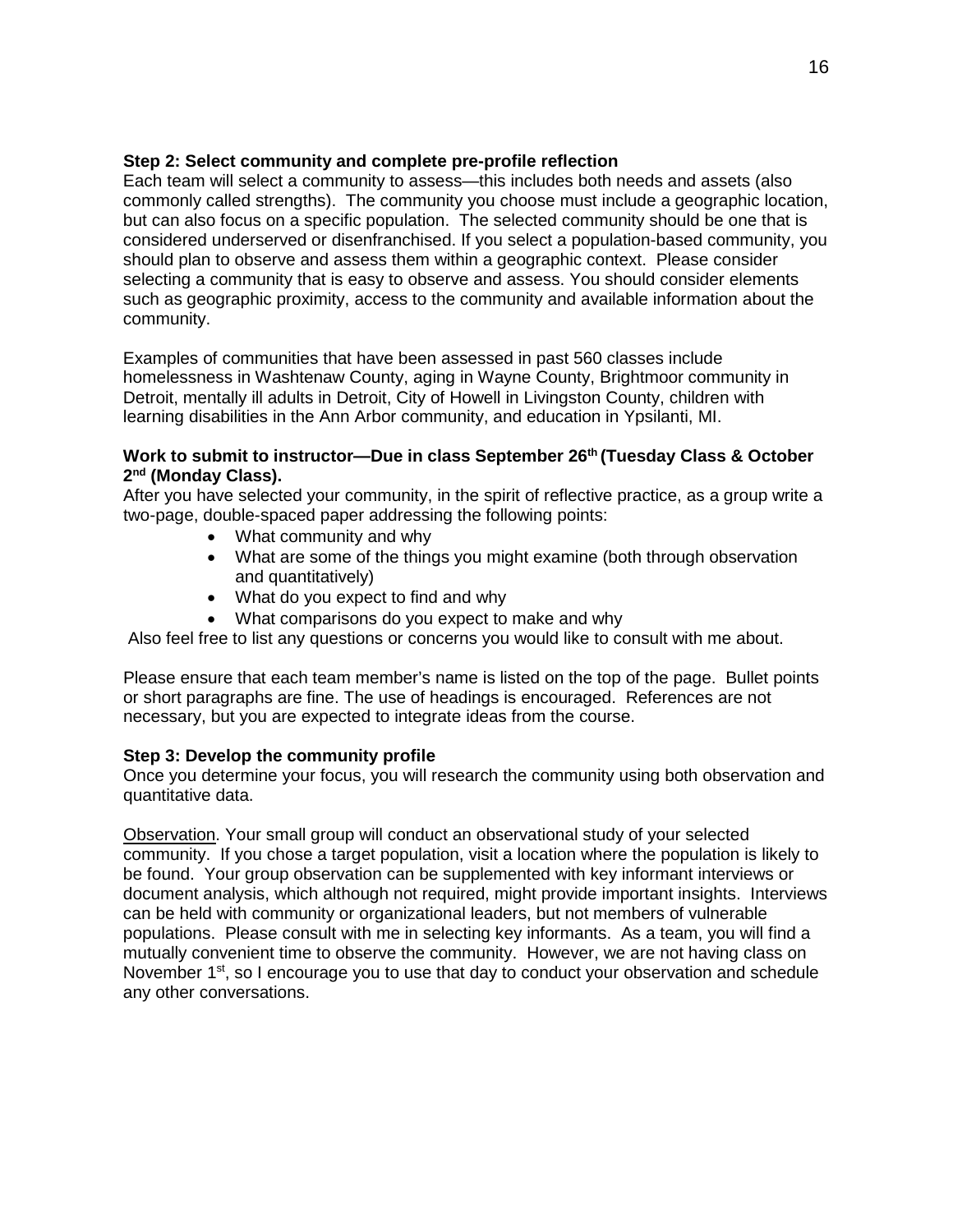**Step 2: Select community and complete pre-profile reflection**

Each team will select a community to assess—this includes both needs and assets (also commonly called strengths). The community you choose must include a geographic location, but can also focus on a specific population. The selected community should be one that is considered underserved or disenfranchised. If you select a population-based community, you should plan to observe and assess them within a geographic context. Please consider selecting a community that is easy to observe and assess. You should consider elements such as geographic proximity, access to the community and available information about the community.

Examples of communities that have been assessed in past 560 classes include homelessness in Washtenaw County, aging in Wayne County, Brightmoor community in Detroit, mentally ill adults in Detroit, City of Howell in Livingston County, children with learning disabilities in the Ann Arbor community, and education in Ypsilanti, MI.

**Work to submit to instructor—Due in class September 26th (Tuesday Class & October 2nd (Monday Class).**

After you have selected your community, in the spirit of reflective practice, as a group write a two-page, double-spaced paper addressing the following points:

- What community and why
- What are some of the things you might examine (both through observation and quantitatively)
- What do you expect to find and why
- What comparisons do you expect to make and why

Also feel free to list any questions or concerns you would like to consult with me about.

Please ensure that each team member's name is listed on the top of the page. Bullet points or short paragraphs are fine. The use of headings is encouraged. References are not necessary, but you are expected to integrate ideas from the course.

**Step 3: Develop the community profile**

Once you determine your focus, you will research the community using both observation and quantitative data.

Observation. Your small group will conduct an observational study of your selected community. If you chose a target population, visit a location where the population is likely to be found. Your group observation can be supplemented with key informant interviews or document analysis, which although not required, might provide important insights. Interviews can be held with community or organizational leaders, but not members of vulnerable populations. Please consult with me in selecting key informants. As a team, you will find a mutually convenient time to observe the community. However, we are not having class on November 1st, so I encourage you to use that day to conduct your observation and schedule any other conversations.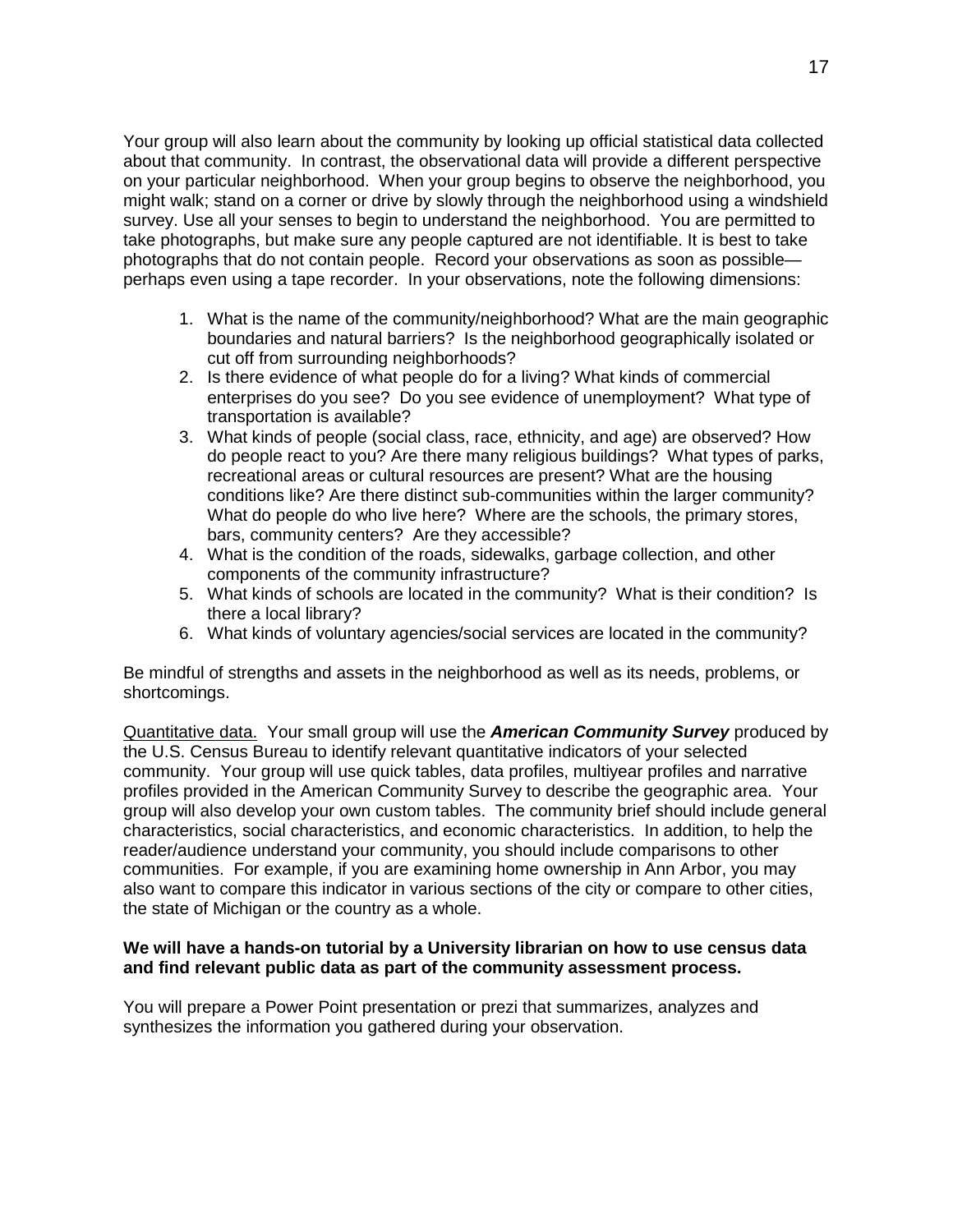Your group will also learn about the community by looking up official statistical data collected about that community. In contrast, the observational data will provide a different perspective on your particular neighborhood. When your group begins to observe the neighborhood, you might walk; stand on a corner or drive by slowly through the neighborhood using a windshield survey. Use all your senses to begin to understand the neighborhood. You are permitted to take photographs, but make sure any people captured are not identifiable. It is best to take photographs that do not contain people. Record your observations as soon as possible—perhaps even using a tape recorder. In your observations, note the following dimensions:

1. What is the name of the community/neighborhood? What are the main geographic boundaries and natural barriers? Is the neighborhood geographically isolated or cut off from surrounding neighborhoods?
2. Is there evidence of what people do for a living? What kinds of commercial enterprises do you see? Do you see evidence of unemployment? What type of transportation is available?
3. What kinds of people (social class, race, ethnicity, and age) are observed? How do people react to you? Are there many religious buildings? What types of parks, recreational areas or cultural resources are present? What are the housing conditions like? Are there distinct sub-communities within the larger community? What do people do who live here? Where are the schools, the primary stores, bars, community centers? Are they accessible?
4. What is the condition of the roads, sidewalks, garbage collection, and other components of the community infrastructure?
5. What kinds of schools are located in the community? What is their condition? Is there a local library?
6. What kinds of voluntary agencies/social services are located in the community?

Be mindful of strengths and assets in the neighborhood as well as its needs, problems, or shortcomings.

<u>Quantitative data.</u> Your small group will use the ***American Community Survey*** produced by the U.S. Census Bureau to identify relevant quantitative indicators of your selected community. Your group will use quick tables, data profiles, multiyear profiles and narrative profiles provided in the American Community Survey to describe the geographic area. Your group will also develop your own custom tables. The community brief should include general characteristics, social characteristics, and economic characteristics. In addition, to help the reader/audience understand your community, you should include comparisons to other communities. For example, if you are examining home ownership in Ann Arbor, you may also want to compare this indicator in various sections of the city or compare to other cities, the state of Michigan or the country as a whole.

**We will have a hands-on tutorial by a University librarian on how to use census data and find relevant public data as part of the community assessment process.**

You will prepare a Power Point presentation or prezi that summarizes, analyzes and synthesizes the information you gathered during your observation.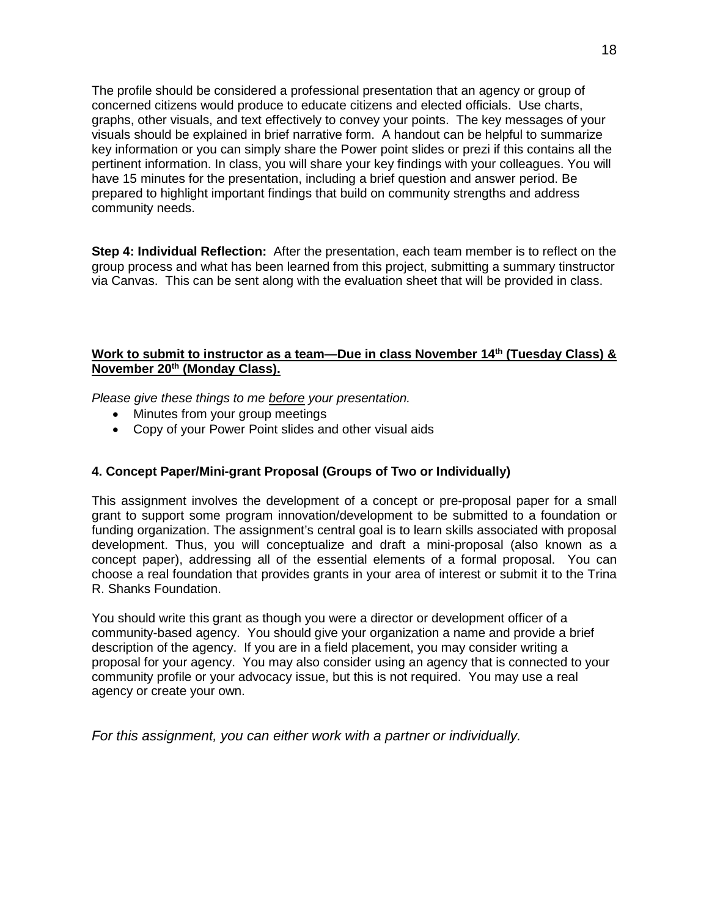The profile should be considered a professional presentation that an agency or group of concerned citizens would produce to educate citizens and elected officials. Use charts, graphs, other visuals, and text effectively to convey your points. The key messages of your visuals should be explained in brief narrative form. A handout can be helpful to summarize key information or you can simply share the Power point slides or prezi if this contains all the pertinent information. In class, you will share your key findings with your colleagues. You will have 15 minutes for the presentation, including a brief question and answer period. Be prepared to highlight important findings that build on community strengths and address community needs.

**Step 4: Individual Reflection:** After the presentation, each team member is to reflect on the group process and what has been learned from this project, submitting a summary tinstructor via Canvas. This can be sent along with the evaluation sheet that will be provided in class.

**Work to submit to instructor as a team—Due in class November 14th (Tuesday Class) & November 20th (Monday Class).**

*Please give these things to me before your presentation.*

- Minutes from your group meetings
- Copy of your Power Point slides and other visual aids

### 4. Concept Paper/Mini-grant Proposal (Groups of Two or Individually)

This assignment involves the development of a concept or pre-proposal paper for a small grant to support some program innovation/development to be submitted to a foundation or funding organization. The assignment's central goal is to learn skills associated with proposal development. Thus, you will conceptualize and draft a mini-proposal (also known as a concept paper), addressing all of the essential elements of a formal proposal. You can choose a real foundation that provides grants in your area of interest or submit it to the Trina R. Shanks Foundation.

You should write this grant as though you were a director or development officer of a community-based agency. You should give your organization a name and provide a brief description of the agency. If you are in a field placement, you may consider writing a proposal for your agency. You may also consider using an agency that is connected to your community profile or your advocacy issue, but this is not required. You may use a real agency or create your own.

*For this assignment, you can either work with a partner or individually.*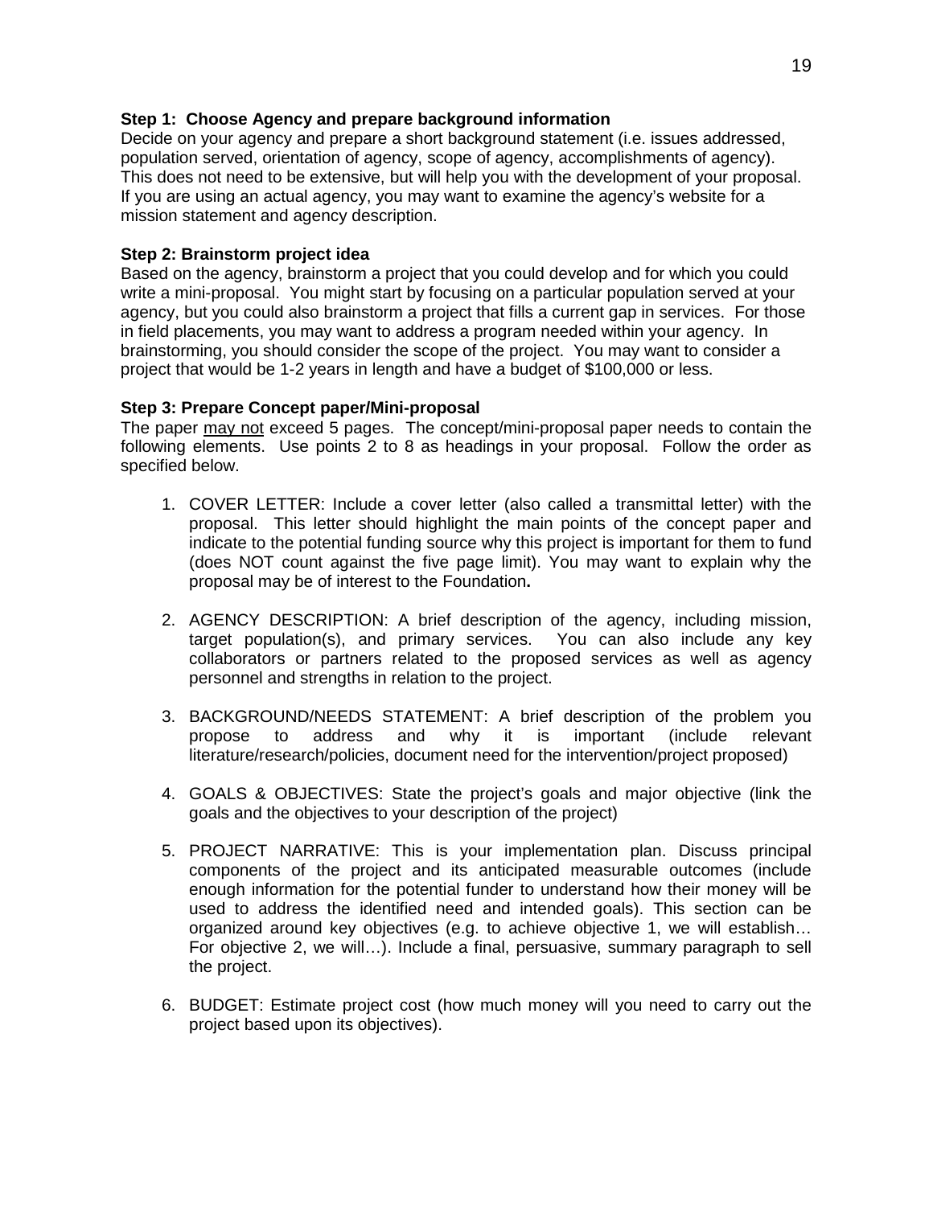**Step 1: Choose Agency and prepare background information**

Decide on your agency and prepare a short background statement (i.e. issues addressed, population served, orientation of agency, scope of agency, accomplishments of agency). This does not need to be extensive, but will help you with the development of your proposal. If you are using an actual agency, you may want to examine the agency's website for a mission statement and agency description.

**Step 2: Brainstorm project idea**

Based on the agency, brainstorm a project that you could develop and for which you could write a mini-proposal. You might start by focusing on a particular population served at your agency, but you could also brainstorm a project that fills a current gap in services. For those in field placements, you may want to address a program needed within your agency. In brainstorming, you should consider the scope of the project. You may want to consider a project that would be 1-2 years in length and have a budget of $100,000 or less.

**Step 3: Prepare Concept paper/Mini-proposal**

The paper <u>may not</u> exceed 5 pages. The concept/mini-proposal paper needs to contain the following elements. Use points 2 to 8 as headings in your proposal. Follow the order as specified below.

1. COVER LETTER: Include a cover letter (also called a transmittal letter) with the proposal. This letter should highlight the main points of the concept paper and indicate to the potential funding source why this project is important for them to fund (does NOT count against the five page limit). You may want to explain why the proposal may be of interest to the Foundation**.**

2. AGENCY DESCRIPTION: A brief description of the agency, including mission, target population(s), and primary services. You can also include any key collaborators or partners related to the proposed services as well as agency personnel and strengths in relation to the project.

3. BACKGROUND/NEEDS STATEMENT: A brief description of the problem you propose to address and why it is important (include relevant literature/research/policies, document need for the intervention/project proposed)

4. GOALS & OBJECTIVES: State the project's goals and major objective (link the goals and the objectives to your description of the project)

5. PROJECT NARRATIVE: This is your implementation plan. Discuss principal components of the project and its anticipated measurable outcomes (include enough information for the potential funder to understand how their money will be used to address the identified need and intended goals). This section can be organized around key objectives (e.g. to achieve objective 1, we will establish… For objective 2, we will…). Include a final, persuasive, summary paragraph to sell the project.

6. BUDGET: Estimate project cost (how much money will you need to carry out the project based upon its objectives).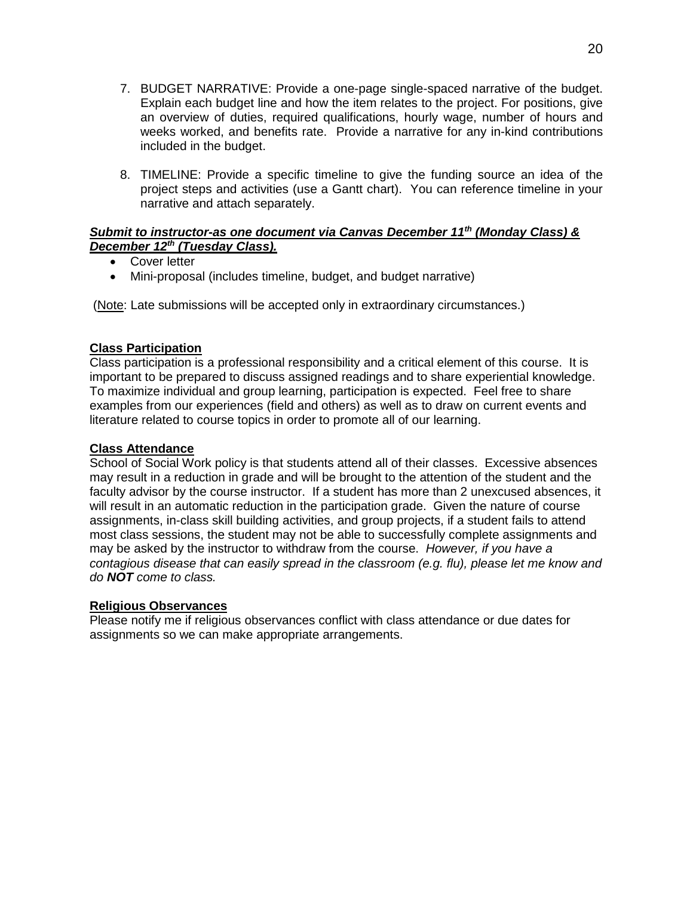7. BUDGET NARRATIVE: Provide a one-page single-spaced narrative of the budget. Explain each budget line and how the item relates to the project. For positions, give an overview of duties, required qualifications, hourly wage, number of hours and weeks worked, and benefits rate. Provide a narrative for any in-kind contributions included in the budget.

8. TIMELINE: Provide a specific timeline to give the funding source an idea of the project steps and activities (use a Gantt chart). You can reference timeline in your narrative and attach separately.

***Submit to instructor-as one document via Canvas December 11th (Monday Class) & December 12th (Tuesday Class).***

- Cover letter
- Mini-proposal (includes timeline, budget, and budget narrative)

(Note: Late submissions will be accepted only in extraordinary circumstances.)

**Class Participation**

Class participation is a professional responsibility and a critical element of this course. It is important to be prepared to discuss assigned readings and to share experiential knowledge. To maximize individual and group learning, participation is expected. Feel free to share examples from our experiences (field and others) as well as to draw on current events and literature related to course topics in order to promote all of our learning.

**Class Attendance**

School of Social Work policy is that students attend all of their classes. Excessive absences may result in a reduction in grade and will be brought to the attention of the student and the faculty advisor by the course instructor. If a student has more than 2 unexcused absences, it will result in an automatic reduction in the participation grade. Given the nature of course assignments, in-class skill building activities, and group projects, if a student fails to attend most class sessions, the student may not be able to successfully complete assignments and may be asked by the instructor to withdraw from the course. *However, if you have a contagious disease that can easily spread in the classroom (e.g. flu), please let me know and do **NOT** come to class.*

**Religious Observances**

Please notify me if religious observances conflict with class attendance or due dates for assignments so we can make appropriate arrangements.